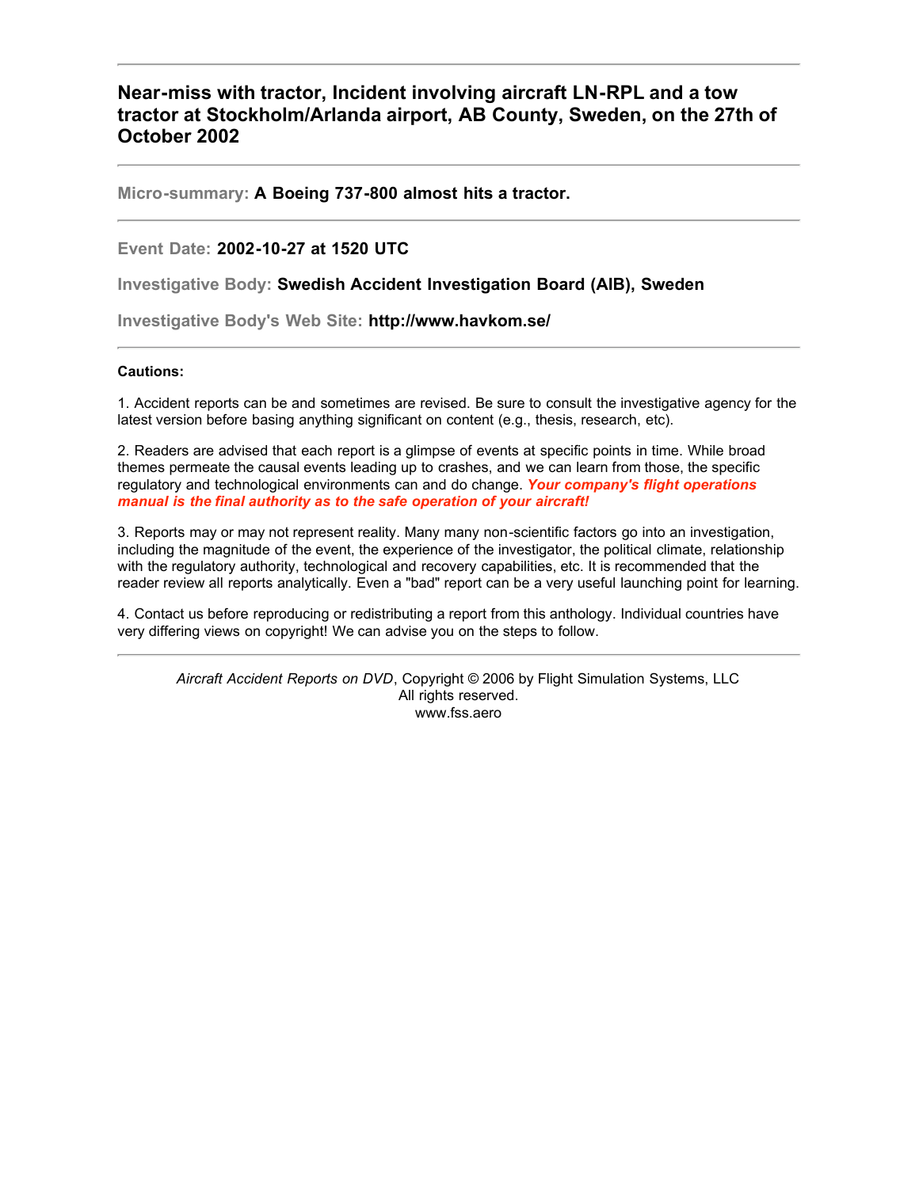# Near-miss with tractor, Incident involving aircraft LN-RPL and a tow tractor at Stockholm/Arlanda airport, AB County, Sweden, on the 27th of October 2002

---

**Micro-summary:** **A Boeing 737-800 almost hits a tractor.**

---

**Event Date:** **2002-10-27 at 1520 UTC**

**Investigative Body:** **Swedish Accident Investigation Board (AIB), Sweden**

**Investigative Body's Web Site:** **http://www.havkom.se/**

---

**Cautions:**

1. Accident reports can be and sometimes are revised. Be sure to consult the investigative agency for the latest version before basing anything significant on content (e.g., thesis, research, etc).

2. Readers are advised that each report is a glimpse of events at specific points in time. While broad themes permeate the causal events leading up to crashes, and we can learn from those, the specific regulatory and technological environments can and do change. ***Your company's flight operations manual is the final authority as to the safe operation of your aircraft!***

3. Reports may or may not represent reality. Many many non-scientific factors go into an investigation, including the magnitude of the event, the experience of the investigator, the political climate, relationship with the regulatory authority, technological and recovery capabilities, etc. It is recommended that the reader review all reports analytically. Even a "bad" report can be a very useful launching point for learning.

4. Contact us before reproducing or redistributing a report from this anthology. Individual countries have very differing views on copyright! We can advise you on the steps to follow.

---

*Aircraft Accident Reports on DVD*, Copyright © 2006 by Flight Simulation Systems, LLC
All rights reserved.
www.fss.aero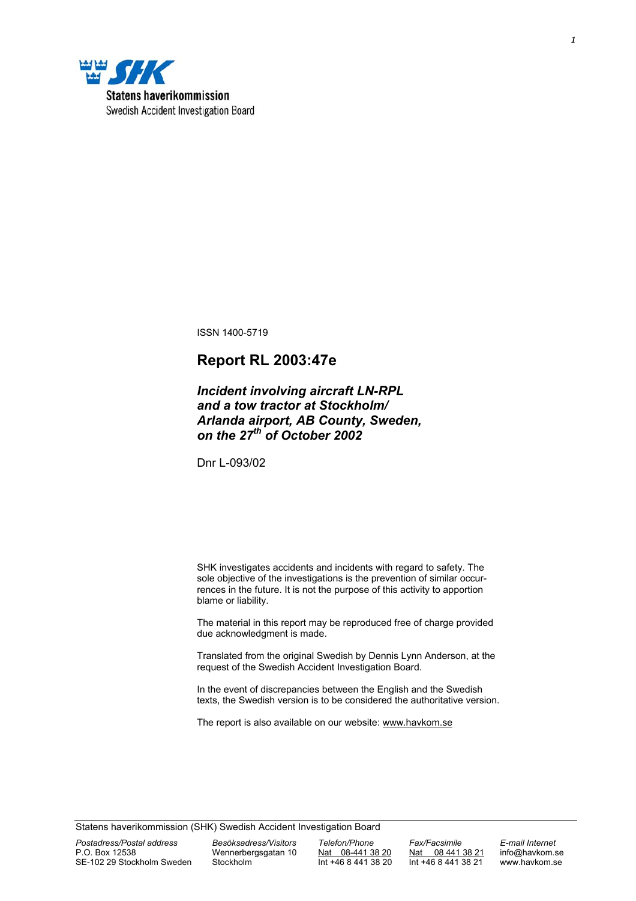Statens haverikommission
Swedish Accident Investigation Board

ISSN 1400-5719

# Report RL 2003:47e

***Incident involving aircraft LN-RPL and a tow tractor at Stockholm/ Arlanda airport, AB County, Sweden, on the 27th of October 2002***

Dnr L-093/02

SHK investigates accidents and incidents with regard to safety. The sole objective of the investigations is the prevention of similar occurrences in the future. It is not the purpose of this activity to apportion blame or liability.

The material in this report may be reproduced free of charge provided due acknowledgment is made.

Translated from the original Swedish by Dennis Lynn Anderson, at the request of the Swedish Accident Investigation Board.

In the event of discrepancies between the English and the Swedish texts, the Swedish version is to be considered the authoritative version.

The report is also available on our website: www.havkom.se

Statens haverikommission (SHK) Swedish Accident Investigation Board

| *Postadress/Postal address* | *Besöksadress/Visitors* | *Telefon/Phone* | *Fax/Facsimile* | *E-mail Internet* |
|---|---|---|---|---|
| P.O. Box 12538 | Wennerbergsgatan 10 | Nat 08-441 38 20 | Nat 08 441 38 21 | info@havkom.se |
| SE-102 29 Stockholm Sweden | Stockholm | Int +46 8 441 38 20 | Int +46 8 441 38 21 | www.havkom.se |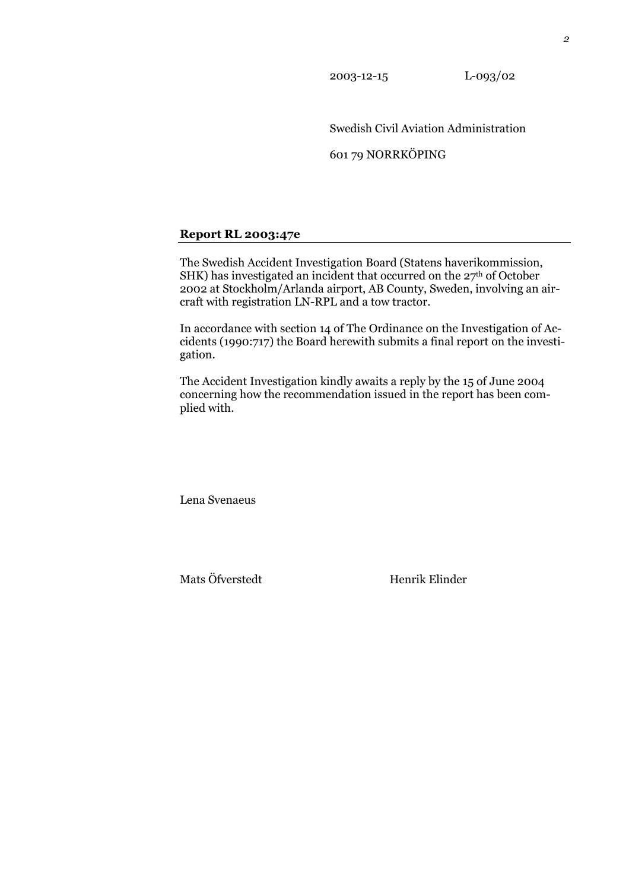2003-12-15 L-093/02

Swedish Civil Aviation Administration

601 79 NORRKÖPING

**Report RL 2003:47e**

The Swedish Accident Investigation Board (Statens haverikommission, SHK) has investigated an incident that occurred on the 27th of October 2002 at Stockholm/Arlanda airport, AB County, Sweden, involving an aircraft with registration LN-RPL and a tow tractor.

In accordance with section 14 of The Ordinance on the Investigation of Accidents (1990:717) the Board herewith submits a final report on the investigation.

The Accident Investigation kindly awaits a reply by the 15 of June 2004 concerning how the recommendation issued in the report has been complied with.

Lena Svenaeus

Mats Öfverstedt Henrik Elinder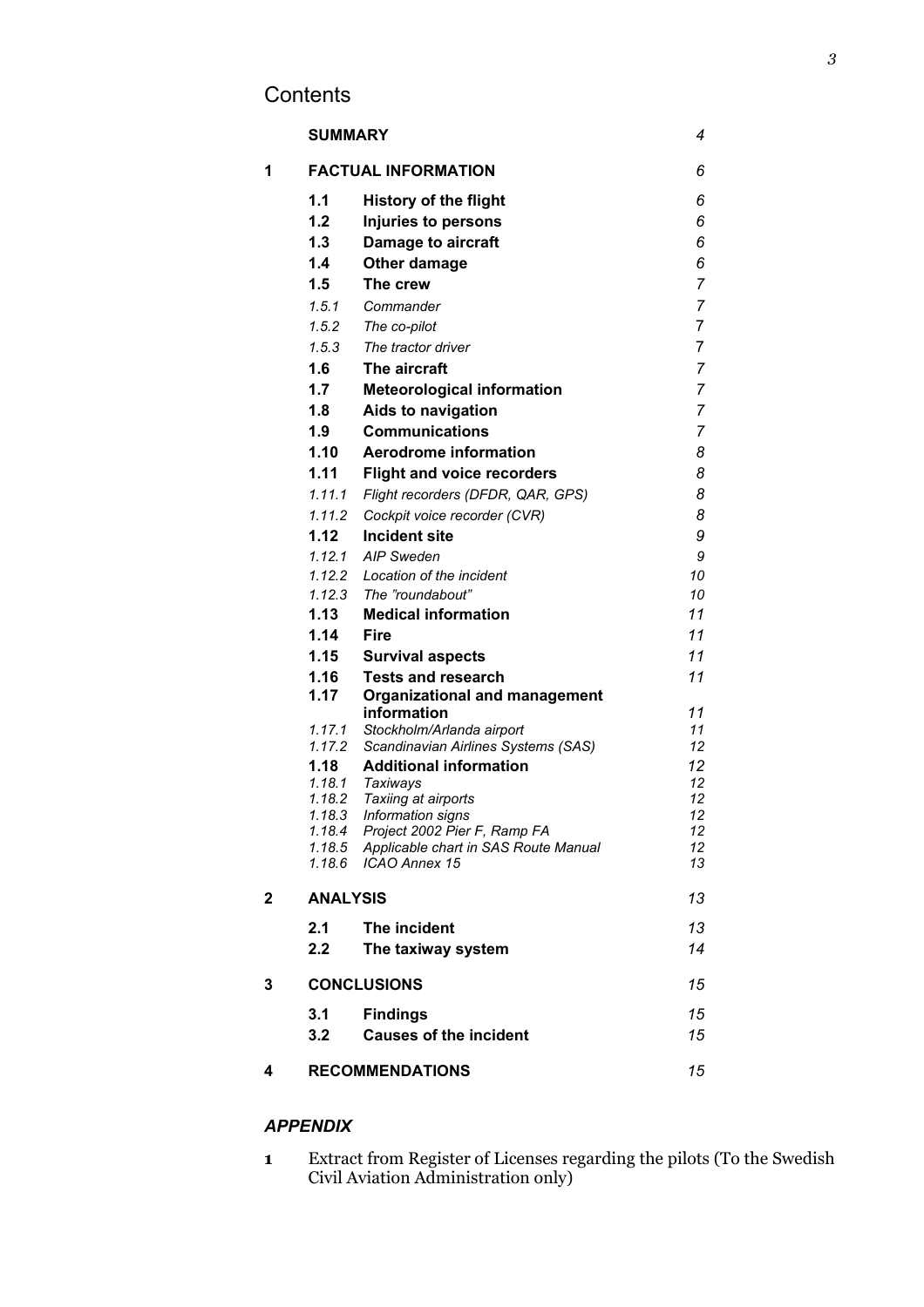# Contents

| | | | |
|---|---|---|---|
| | **SUMMARY** | | *4* |
| **1** | **FACTUAL INFORMATION** | | *6* |
| | **1.1** | **History of the flight** | *6* |
| | **1.2** | **Injuries to persons** | *6* |
| | **1.3** | **Damage to aircraft** | *6* |
| | **1.4** | **Other damage** | *6* |
| | **1.5** | **The crew** | *7* |
| | *1.5.1* | *Commander* | *7* |
| | *1.5.2* | *The co-pilot* | *7* |
| | *1.5.3* | *The tractor driver* | *7* |
| | **1.6** | **The aircraft** | *7* |
| | **1.7** | **Meteorological information** | *7* |
| | **1.8** | **Aids to navigation** | *7* |
| | **1.9** | **Communications** | *7* |
| | **1.10** | **Aerodrome information** | *8* |
| | **1.11** | **Flight and voice recorders** | *8* |
| | *1.11.1* | *Flight recorders (DFDR, QAR, GPS)* | *8* |
| | *1.11.2* | *Cockpit voice recorder (CVR)* | *8* |
| | **1.12** | **Incident site** | *9* |
| | *1.12.1* | *AIP Sweden* | *9* |
| | *1.12.2* | *Location of the incident* | *10* |
| | *1.12.3* | *The "roundabout"* | *10* |
| | **1.13** | **Medical information** | *11* |
| | **1.14** | **Fire** | *11* |
| | **1.15** | **Survival aspects** | *11* |
| | **1.16** | **Tests and research** | *11* |
| | **1.17** | **Organizational and management information** | *11* |
| | *1.17.1* | *Stockholm/Arlanda airport* | *11* |
| | *1.17.2* | *Scandinavian Airlines Systems (SAS)* | *12* |
| | **1.18** | **Additional information** | *12* |
| | *1.18.1* | *Taxiways* | *12* |
| | *1.18.2* | *Taxiing at airports* | *12* |
| | *1.18.3* | *Information signs* | *12* |
| | *1.18.4* | *Project 2002 Pier F, Ramp FA* | *12* |
| | *1.18.5* | *Applicable chart in SAS Route Manual* | *12* |
| | *1.18.6* | *ICAO Annex 15* | *13* |
| **2** | **ANALYSIS** | | *13* |
| | **2.1** | **The incident** | *13* |
| | **2.2** | **The taxiway system** | *14* |
| **3** | **CONCLUSIONS** | | *15* |
| | **3.1** | **Findings** | *15* |
| | **3.2** | **Causes of the incident** | *15* |
| **4** | **RECOMMENDATIONS** | | *15* |

## *APPENDIX*

**1** Extract from Register of Licenses regarding the pilots (To the Swedish Civil Aviation Administration only)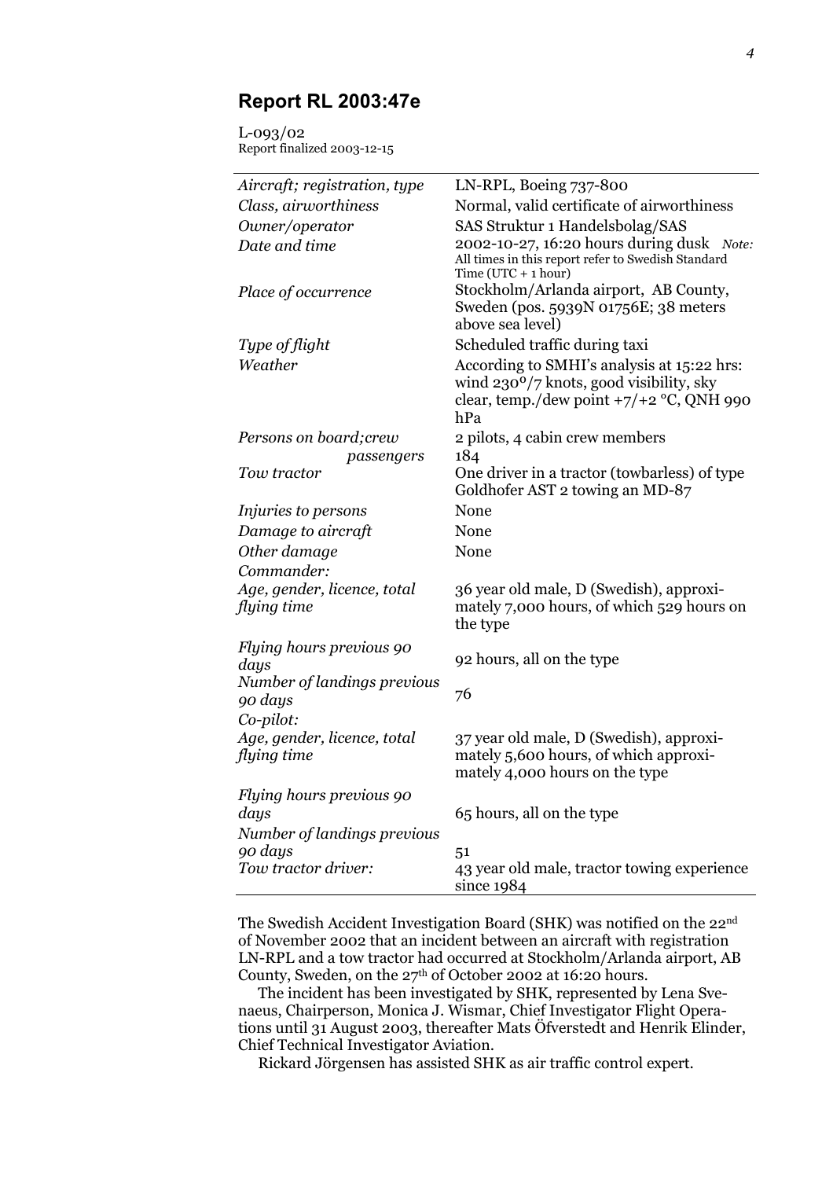## Report RL 2003:47e

L-093/02
Report finalized 2003-12-15

| | |
|---|---|
| *Aircraft; registration, type* | LN-RPL, Boeing 737-800 |
| *Class, airworthiness* | Normal, valid certificate of airworthiness |
| *Owner/operator* | SAS Struktur 1 Handelsbolag/SAS |
| *Date and time* | 2002-10-27, 16:20 hours during dusk *Note:* All times in this report refer to Swedish Standard Time (UTC + 1 hour) |
| *Place of occurrence* | Stockholm/Arlanda airport, AB County, Sweden (pos. 5939N 01756E; 38 meters above sea level) |
| *Type of flight* | Scheduled traffic during taxi |
| *Weather* | According to SMHI's analysis at 15:22 hrs: wind 230°/7 knots, good visibility, sky clear, temp./dew point +7/+2 °C, QNH 990 hPa |
| *Persons on board;crew* | 2 pilots, 4 cabin crew members |
| *passengers* | 184 |
| *Tow tractor* | One driver in a tractor (towbarless) of type Goldhofer AST 2 towing an MD-87 |
| *Injuries to persons* | None |
| *Damage to aircraft* | None |
| *Other damage* | None |
| *Commander:* | |
| *Age, gender, licence, total flying time* | 36 year old male, D (Swedish), approximately 7,000 hours, of which 529 hours on the type |
| *Flying hours previous 90 days* | 92 hours, all on the type |
| *Number of landings previous 90 days* | 76 |
| *Co-pilot:* | |
| *Age, gender, licence, total flying time* | 37 year old male, D (Swedish), approximately 5,600 hours, of which approximately 4,000 hours on the type |
| *Flying hours previous 90 days* | 65 hours, all on the type |
| *Number of landings previous 90 days* | 51 |
| *Tow tractor driver:* | 43 year old male, tractor towing experience since 1984 |

The Swedish Accident Investigation Board (SHK) was notified on the 22nd of November 2002 that an incident between an aircraft with registration LN-RPL and a tow tractor had occurred at Stockholm/Arlanda airport, AB County, Sweden, on the 27th of October 2002 at 16:20 hours.

The incident has been investigated by SHK, represented by Lena Svenaeus, Chairperson, Monica J. Wismar, Chief Investigator Flight Operations until 31 August 2003, thereafter Mats Öfverstedt and Henrik Elinder, Chief Technical Investigator Aviation.

Rickard Jörgensen has assisted SHK as air traffic control expert.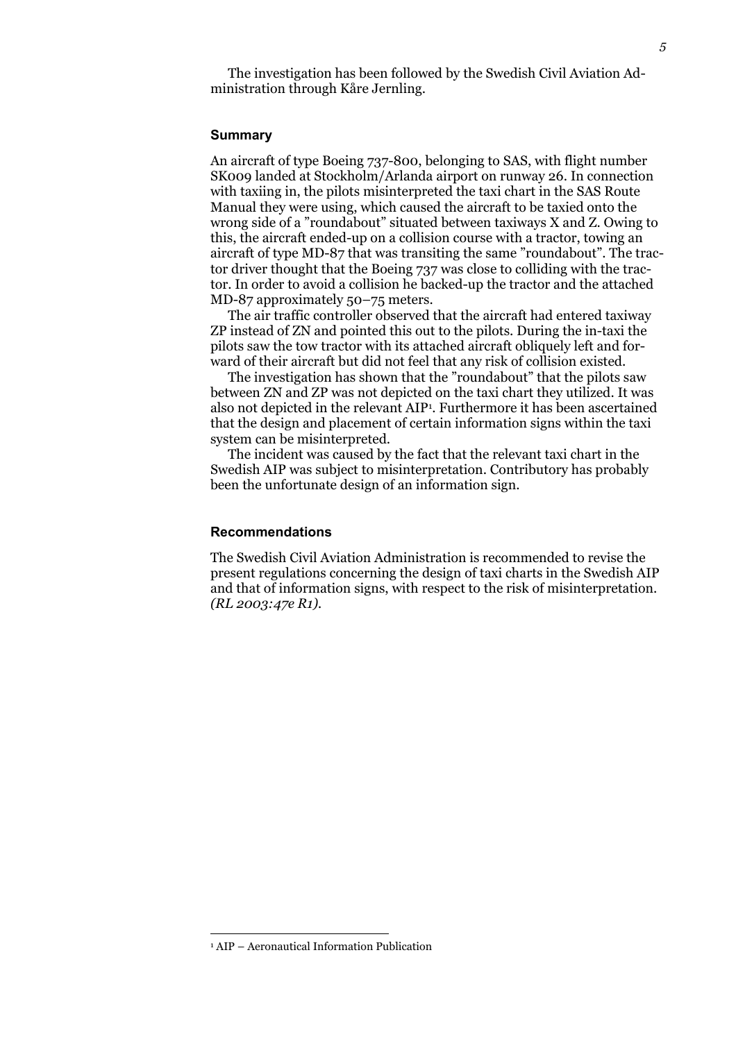The investigation has been followed by the Swedish Civil Aviation Administration through Kåre Jernling.

## Summary

An aircraft of type Boeing 737-800, belonging to SAS, with flight number SK009 landed at Stockholm/Arlanda airport on runway 26. In connection with taxiing in, the pilots misinterpreted the taxi chart in the SAS Route Manual they were using, which caused the aircraft to be taxied onto the wrong side of a ”roundabout” situated between taxiways X and Z. Owing to this, the aircraft ended-up on a collision course with a tractor, towing an aircraft of type MD-87 that was transiting the same ”roundabout”. The tractor driver thought that the Boeing 737 was close to colliding with the tractor. In order to avoid a collision he backed-up the tractor and the attached MD-87 approximately 50–75 meters.

The air traffic controller observed that the aircraft had entered taxiway ZP instead of ZN and pointed this out to the pilots. During the in-taxi the pilots saw the tow tractor with its attached aircraft obliquely left and forward of their aircraft but did not feel that any risk of collision existed.

The investigation has shown that the ”roundabout” that the pilots saw between ZN and ZP was not depicted on the taxi chart they utilized. It was also not depicted in the relevant AIP[1]. Furthermore it has been ascertained that the design and placement of certain information signs within the taxi system can be misinterpreted.

The incident was caused by the fact that the relevant taxi chart in the Swedish AIP was subject to misinterpretation. Contributory has probably been the unfortunate design of an information sign.

## Recommendations

The Swedish Civil Aviation Administration is recommended to revise the present regulations concerning the design of taxi charts in the Swedish AIP and that of information signs, with respect to the risk of misinterpretation. *(RL 2003:47e R1).*

[1] AIP – Aeronautical Information Publication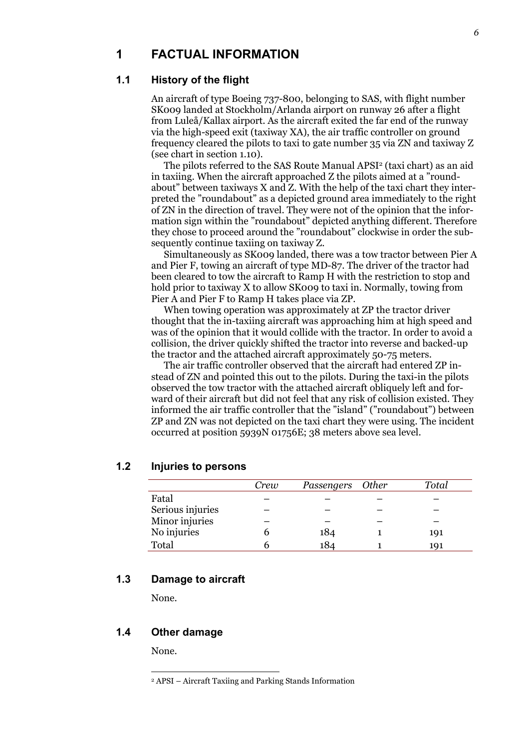# 1 FACTUAL INFORMATION

## 1.1 History of the flight

An aircraft of type Boeing 737-800, belonging to SAS, with flight number SK009 landed at Stockholm/Arlanda airport on runway 26 after a flight from Luleå/Kallax airport. As the aircraft exited the far end of the runway via the high-speed exit (taxiway XA), the air traffic controller on ground frequency cleared the pilots to taxi to gate number 35 via ZN and taxiway Z (see chart in section 1.10).

The pilots referred to the SAS Route Manual APSI[2] (taxi chart) as an aid in taxiing. When the aircraft approached Z the pilots aimed at a "roundabout" between taxiways X and Z. With the help of the taxi chart they interpreted the "roundabout" as a depicted ground area immediately to the right of ZN in the direction of travel. They were not of the opinion that the information sign within the "roundabout" depicted anything different. Therefore they chose to proceed around the "roundabout" clockwise in order the subsequently continue taxiing on taxiway Z.

Simultaneously as SK009 landed, there was a tow tractor between Pier A and Pier F, towing an aircraft of type MD-87. The driver of the tractor had been cleared to tow the aircraft to Ramp H with the restriction to stop and hold prior to taxiway X to allow SK009 to taxi in. Normally, towing from Pier A and Pier F to Ramp H takes place via ZP.

When towing operation was approximately at ZP the tractor driver thought that the in-taxiing aircraft was approaching him at high speed and was of the opinion that it would collide with the tractor. In order to avoid a collision, the driver quickly shifted the tractor into reverse and backed-up the tractor and the attached aircraft approximately 50-75 meters.

The air traffic controller observed that the aircraft had entered ZP instead of ZN and pointed this out to the pilots. During the taxi-in the pilots observed the tow tractor with the attached aircraft obliquely left and forward of their aircraft but did not feel that any risk of collision existed. They informed the air traffic controller that the "island" ("roundabout") between ZP and ZN was not depicted on the taxi chart they were using. The incident occurred at position 5939N 01756E; 38 meters above sea level.

## 1.2 Injuries to persons

| | *Crew* | *Passengers* | *Other* | *Total* |
|---|---|---|---|---|
| Fatal | – | – | – | – |
| Serious injuries | – | – | – | – |
| Minor injuries | – | – | – | – |
| No injuries | 6 | 184 | 1 | 191 |
| Total | 6 | 184 | 1 | 191 |

## 1.3 Damage to aircraft

None.

## 1.4 Other damage

None.

---

[2] APSI – Aircraft Taxiing and Parking Stands Information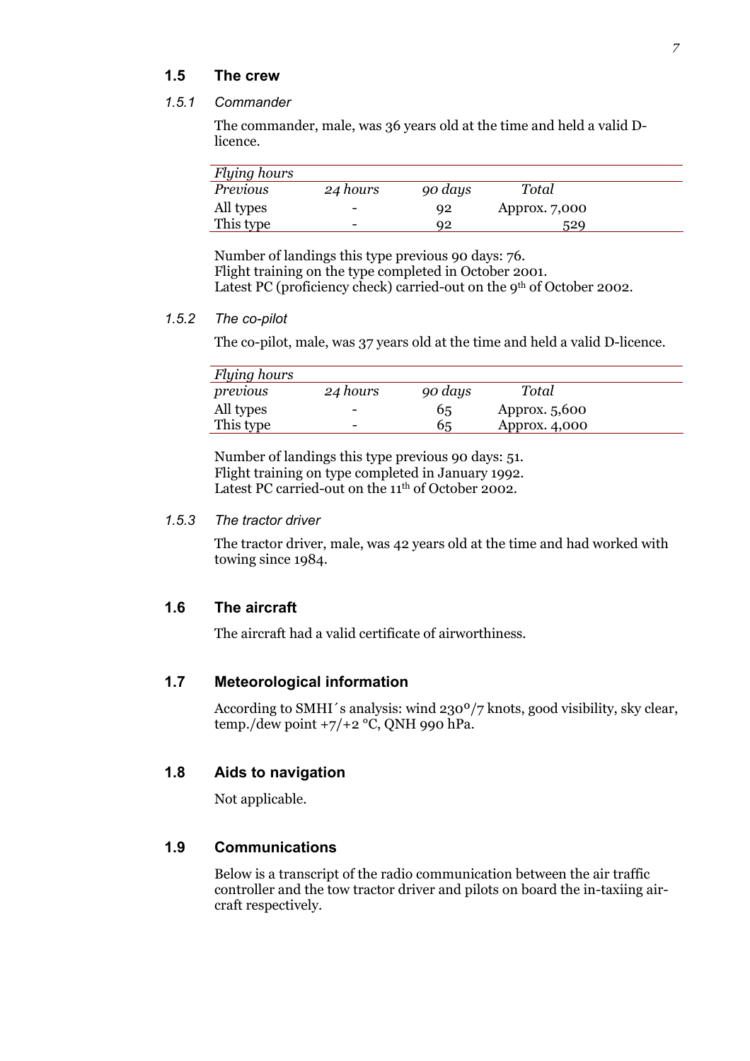## 1.5 The crew

### *1.5.1 Commander*

The commander, male, was 36 years old at the time and held a valid D-licence.

| *Flying hours* | | | |
|---|---|---|---|
| *Previous* | *24 hours* | *90 days* | *Total* |
| All types | - | 92 | Approx. 7,000 |
| This type | - | 92 | 529 |

Number of landings this type previous 90 days: 76.
Flight training on the type completed in October 2001.
Latest PC (proficiency check) carried-out on the 9th of October 2002.

### *1.5.2 The co-pilot*

The co-pilot, male, was 37 years old at the time and held a valid D-licence.

| *Flying hours* | | | |
|---|---|---|---|
| *previous* | *24 hours* | *90 days* | *Total* |
| All types | - | 65 | Approx. 5,600 |
| This type | - | 65 | Approx. 4,000 |

Number of landings this type previous 90 days: 51.
Flight training on type completed in January 1992.
Latest PC carried-out on the 11th of October 2002.

### *1.5.3 The tractor driver*

The tractor driver, male, was 42 years old at the time and had worked with towing since 1984.

## 1.6 The aircraft

The aircraft had a valid certificate of airworthiness.

## 1.7 Meteorological information

According to SMHI´s analysis: wind 230°/7 knots, good visibility, sky clear, temp./dew point +7/+2 °C, QNH 990 hPa.

## 1.8 Aids to navigation

Not applicable.

## 1.9 Communications

Below is a transcript of the radio communication between the air traffic controller and the tow tractor driver and pilots on board the in-taxiing aircraft respectively.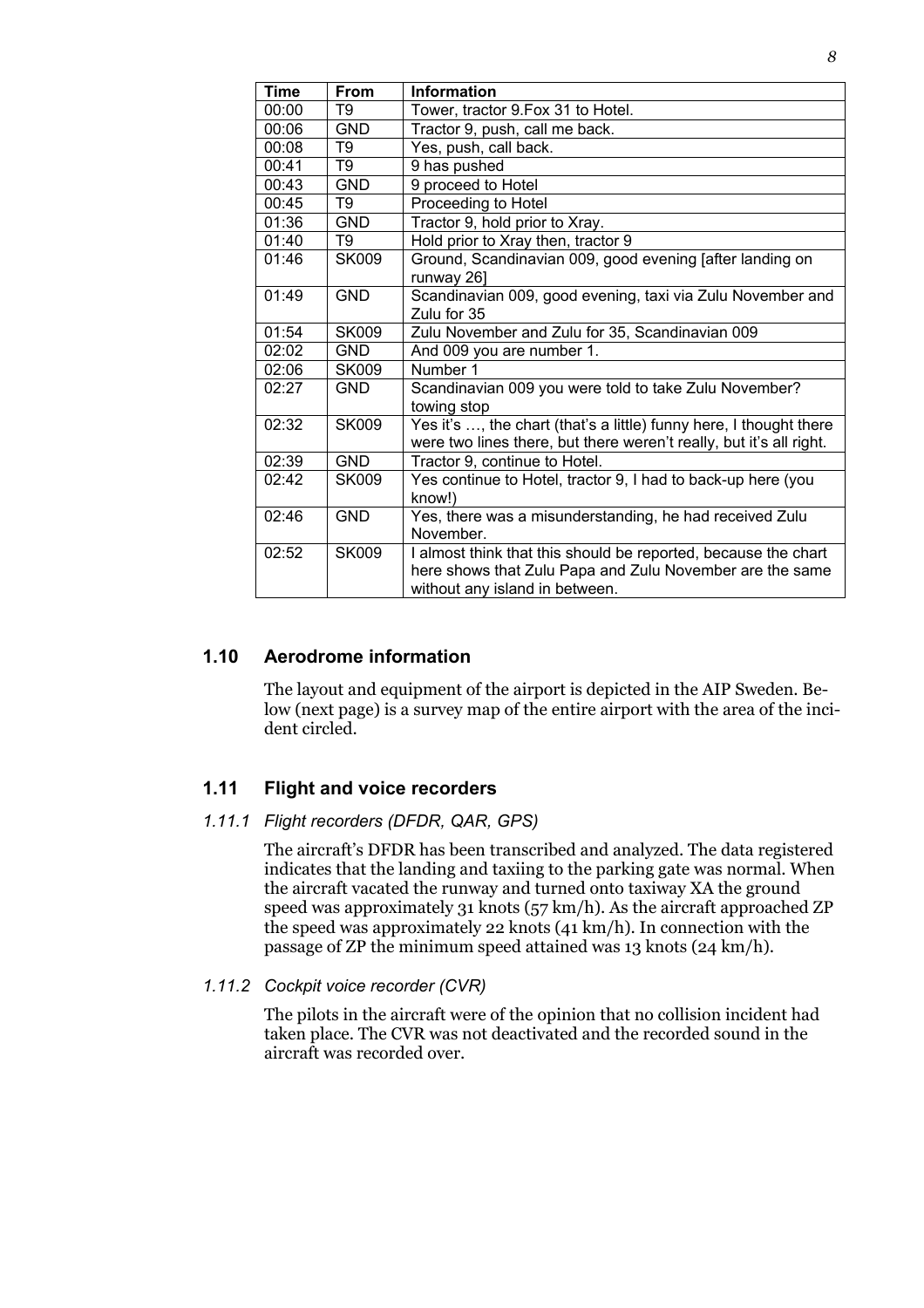| Time | From | Information |
|---|---|---|
| 00:00 | T9 | Tower, tractor 9.Fox 31 to Hotel. |
| 00:06 | GND | Tractor 9, push, call me back. |
| 00:08 | T9 | Yes, push, call back. |
| 00:41 | T9 | 9 has pushed |
| 00:43 | GND | 9 proceed to Hotel |
| 00:45 | T9 | Proceeding to Hotel |
| 01:36 | GND | Tractor 9, hold prior to Xray. |
| 01:40 | T9 | Hold prior to Xray then, tractor 9 |
| 01:46 | SK009 | Ground, Scandinavian 009, good evening [after landing on runway 26] |
| 01:49 | GND | Scandinavian 009, good evening, taxi via Zulu November and Zulu for 35 |
| 01:54 | SK009 | Zulu November and Zulu for 35, Scandinavian 009 |
| 02:02 | GND | And 009 you are number 1. |
| 02:06 | SK009 | Number 1 |
| 02:27 | GND | Scandinavian 009 you were told to take Zulu November? towing stop |
| 02:32 | SK009 | Yes it's …, the chart (that's a little) funny here, I thought there were two lines there, but there weren't really, but it's all right. |
| 02:39 | GND | Tractor 9, continue to Hotel. |
| 02:42 | SK009 | Yes continue to Hotel, tractor 9, I had to back-up here (you know!) |
| 02:46 | GND | Yes, there was a misunderstanding, he had received Zulu November. |
| 02:52 | SK009 | I almost think that this should be reported, because the chart here shows that Zulu Papa and Zulu November are the same without any island in between. |

## 1.10 Aerodrome information

The layout and equipment of the airport is depicted in the AIP Sweden. Below (next page) is a survey map of the entire airport with the area of the incident circled.

## 1.11 Flight and voice recorders

### *1.11.1 Flight recorders (DFDR, QAR, GPS)*

The aircraft's DFDR has been transcribed and analyzed. The data registered indicates that the landing and taxiing to the parking gate was normal. When the aircraft vacated the runway and turned onto taxiway XA the ground speed was approximately 31 knots (57 km/h). As the aircraft approached ZP the speed was approximately 22 knots (41 km/h). In connection with the passage of ZP the minimum speed attained was 13 knots (24 km/h).

### *1.11.2 Cockpit voice recorder (CVR)*

The pilots in the aircraft were of the opinion that no collision incident had taken place. The CVR was not deactivated and the recorded sound in the aircraft was recorded over.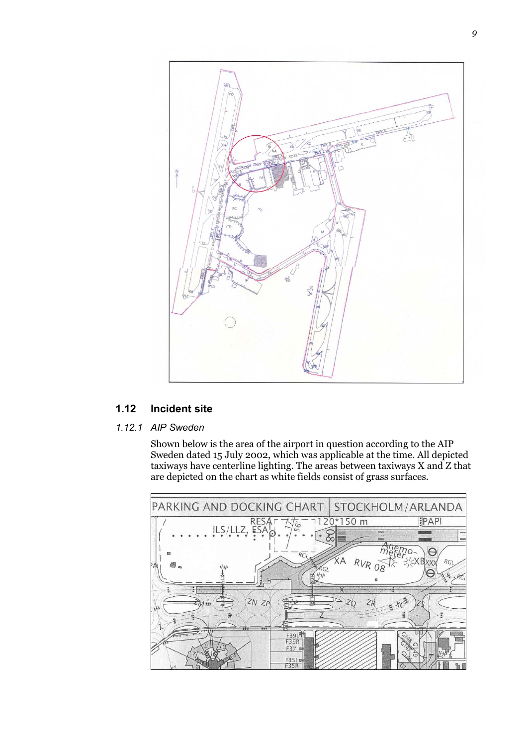## 1.12 Incident site

### *1.12.1 AIP Sweden*

Shown below is the area of the airport in question according to the AIP Sweden dated 15 July 2002, which was applicable at the time. All depicted taxiways have centerline lighting. The areas between taxiways X and Z that are depicted on the chart as white fields consist of grass surfaces.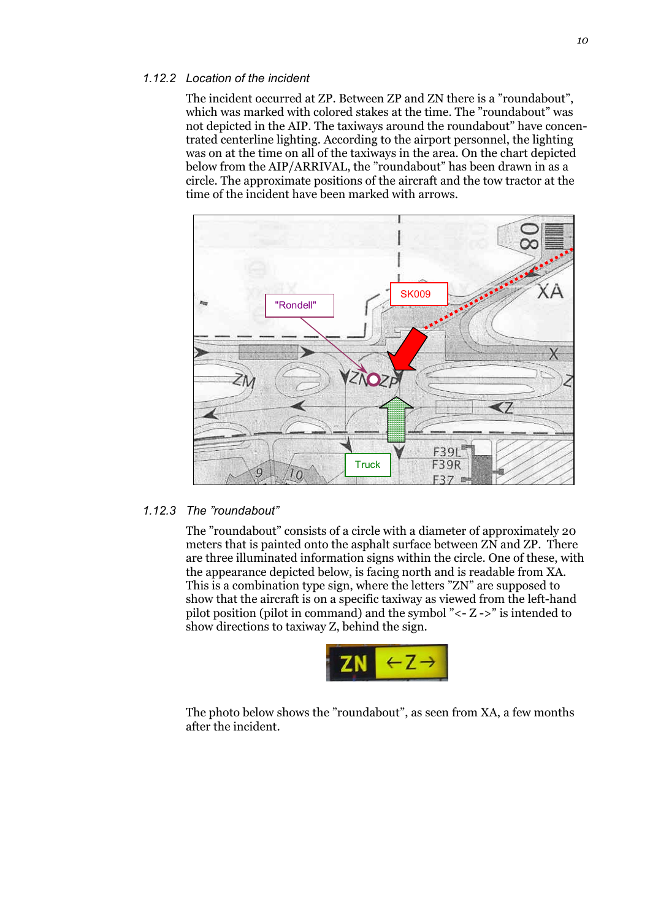### 1.12.2 Location of the incident

The incident occurred at ZP. Between ZP and ZN there is a ”roundabout”, which was marked with colored stakes at the time. The ”roundabout” was not depicted in the AIP. The taxiways around the roundabout” have concentrated centerline lighting. According to the airport personnel, the lighting was on at the time on all of the taxiways in the area. On the chart depicted below from the AIP/ARRIVAL, the ”roundabout” has been drawn in as a circle. The approximate positions of the aircraft and the tow tractor at the time of the incident have been marked with arrows.

### 1.12.3 The ”roundabout”

The ”roundabout” consists of a circle with a diameter of approximately 20 meters that is painted onto the asphalt surface between ZN and ZP. There are three illuminated information signs within the circle. One of these, with the appearance depicted below, is facing north and is readable from XA. This is a combination type sign, where the letters ”ZN” are supposed to show that the aircraft is on a specific taxiway as viewed from the left-hand pilot position (pilot in command) and the symbol ”<- Z ->” is intended to show directions to taxiway Z, behind the sign.

The photo below shows the ”roundabout”, as seen from XA, a few months after the incident.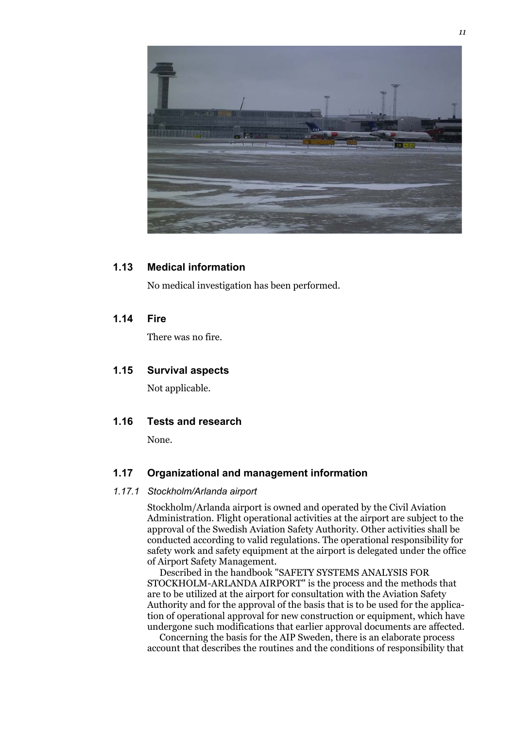## 1.13 Medical information

No medical investigation has been performed.

## 1.14 Fire

There was no fire.

## 1.15 Survival aspects

Not applicable.

## 1.16 Tests and research

None.

## 1.17 Organizational and management information

### *1.17.1 Stockholm/Arlanda airport*

Stockholm/Arlanda airport is owned and operated by the Civil Aviation Administration. Flight operational activities at the airport are subject to the approval of the Swedish Aviation Safety Authority. Other activities shall be conducted according to valid regulations. The operational responsibility for safety work and safety equipment at the airport is delegated under the office of Airport Safety Management.

Described in the handbook "SAFETY SYSTEMS ANALYSIS FOR STOCKHOLM-ARLANDA AIRPORT" is the process and the methods that are to be utilized at the airport for consultation with the Aviation Safety Authority and for the approval of the basis that is to be used for the application of operational approval for new construction or equipment, which have undergone such modifications that earlier approval documents are affected.

Concerning the basis for the AIP Sweden, there is an elaborate process account that describes the routines and the conditions of responsibility that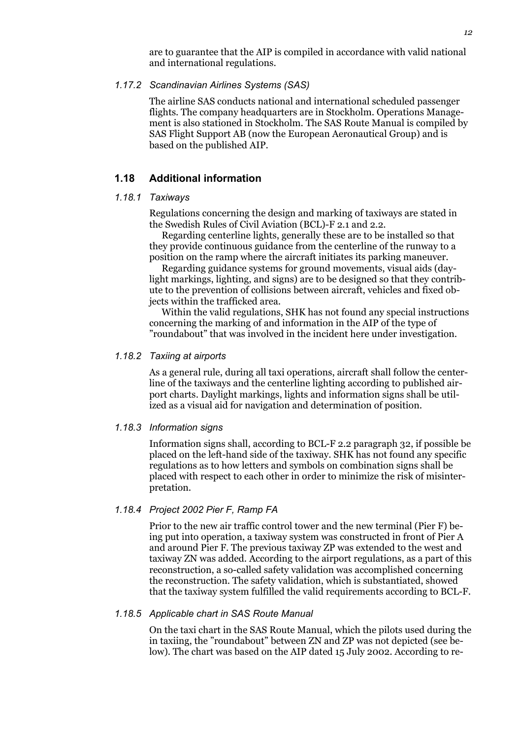are to guarantee that the AIP is compiled in accordance with valid national and international regulations.

### *1.17.2 Scandinavian Airlines Systems (SAS)*

The airline SAS conducts national and international scheduled passenger flights. The company headquarters are in Stockholm. Operations Management is also stationed in Stockholm. The SAS Route Manual is compiled by SAS Flight Support AB (now the European Aeronautical Group) and is based on the published AIP.

## 1.18 Additional information

### *1.18.1 Taxiways*

Regulations concerning the design and marking of taxiways are stated in the Swedish Rules of Civil Aviation (BCL)-F 2.1 and 2.2.

Regarding centerline lights, generally these are to be installed so that they provide continuous guidance from the centerline of the runway to a position on the ramp where the aircraft initiates its parking maneuver.

Regarding guidance systems for ground movements, visual aids (daylight markings, lighting, and signs) are to be designed so that they contribute to the prevention of collisions between aircraft, vehicles and fixed objects within the trafficked area.

Within the valid regulations, SHK has not found any special instructions concerning the marking of and information in the AIP of the type of "roundabout" that was involved in the incident here under investigation.

### *1.18.2 Taxiing at airports*

As a general rule, during all taxi operations, aircraft shall follow the centerline of the taxiways and the centerline lighting according to published airport charts. Daylight markings, lights and information signs shall be utilized as a visual aid for navigation and determination of position.

### *1.18.3 Information signs*

Information signs shall, according to BCL-F 2.2 paragraph 32, if possible be placed on the left-hand side of the taxiway. SHK has not found any specific regulations as to how letters and symbols on combination signs shall be placed with respect to each other in order to minimize the risk of misinterpretation.

### *1.18.4 Project 2002 Pier F, Ramp FA*

Prior to the new air traffic control tower and the new terminal (Pier F) being put into operation, a taxiway system was constructed in front of Pier A and around Pier F. The previous taxiway ZP was extended to the west and taxiway ZN was added. According to the airport regulations, as a part of this reconstruction, a so-called safety validation was accomplished concerning the reconstruction. The safety validation, which is substantiated, showed that the taxiway system fulfilled the valid requirements according to BCL-F.

### *1.18.5 Applicable chart in SAS Route Manual*

On the taxi chart in the SAS Route Manual, which the pilots used during the in taxiing, the "roundabout" between ZN and ZP was not depicted (see below). The chart was based on the AIP dated 15 July 2002. According to re-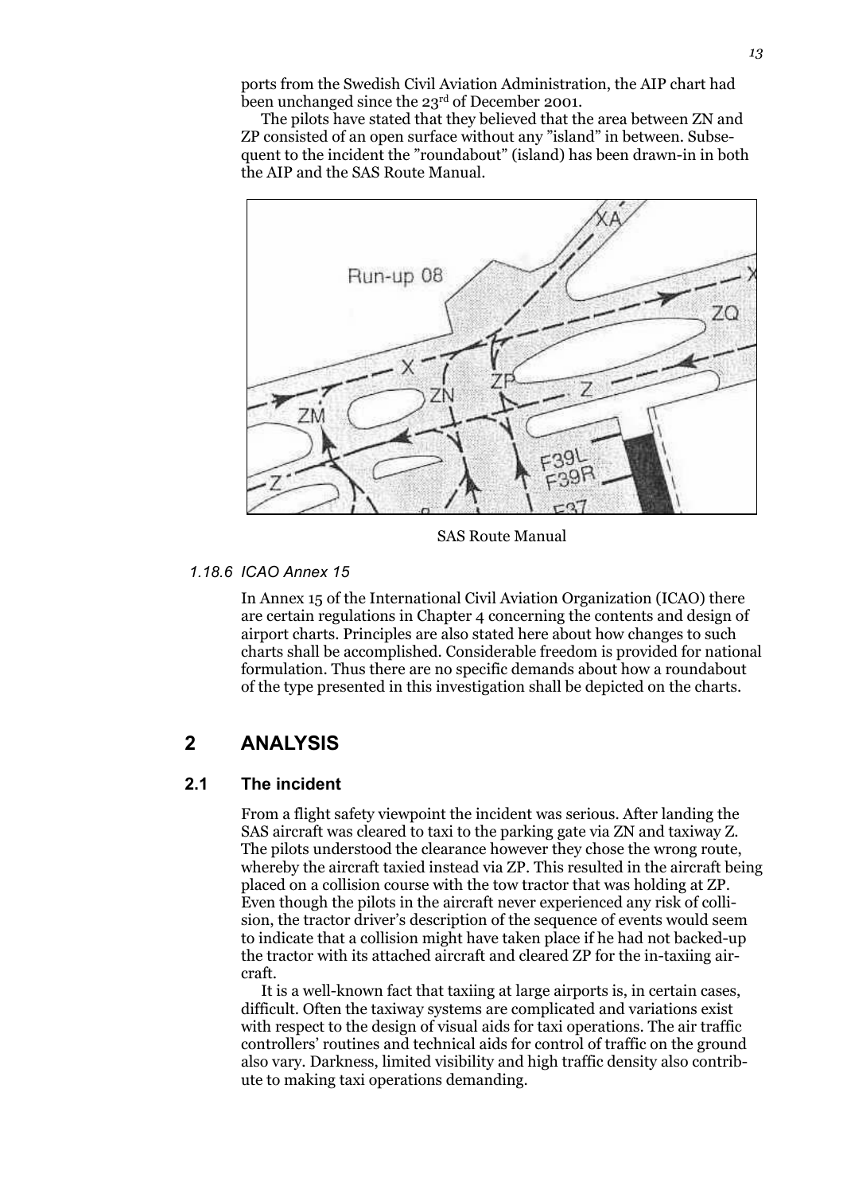ports from the Swedish Civil Aviation Administration, the AIP chart had been unchanged since the 23rd of December 2001.

The pilots have stated that they believed that the area between ZN and ZP consisted of an open surface without any "island" in between. Subsequent to the incident the "roundabout" (island) has been drawn-in in both the AIP and the SAS Route Manual.

SAS Route Manual

### *1.18.6 ICAO Annex 15*

In Annex 15 of the International Civil Aviation Organization (ICAO) there are certain regulations in Chapter 4 concerning the contents and design of airport charts. Principles are also stated here about how changes to such charts shall be accomplished. Considerable freedom is provided for national formulation. Thus there are no specific demands about how a roundabout of the type presented in this investigation shall be depicted on the charts.

# 2 ANALYSIS

## 2.1 The incident

From a flight safety viewpoint the incident was serious. After landing the SAS aircraft was cleared to taxi to the parking gate via ZN and taxiway Z. The pilots understood the clearance however they chose the wrong route, whereby the aircraft taxied instead via ZP. This resulted in the aircraft being placed on a collision course with the tow tractor that was holding at ZP. Even though the pilots in the aircraft never experienced any risk of collision, the tractor driver's description of the sequence of events would seem to indicate that a collision might have taken place if he had not backed-up the tractor with its attached aircraft and cleared ZP for the in-taxiing aircraft.

It is a well-known fact that taxiing at large airports is, in certain cases, difficult. Often the taxiway systems are complicated and variations exist with respect to the design of visual aids for taxi operations. The air traffic controllers' routines and technical aids for control of traffic on the ground also vary. Darkness, limited visibility and high traffic density also contribute to making taxi operations demanding.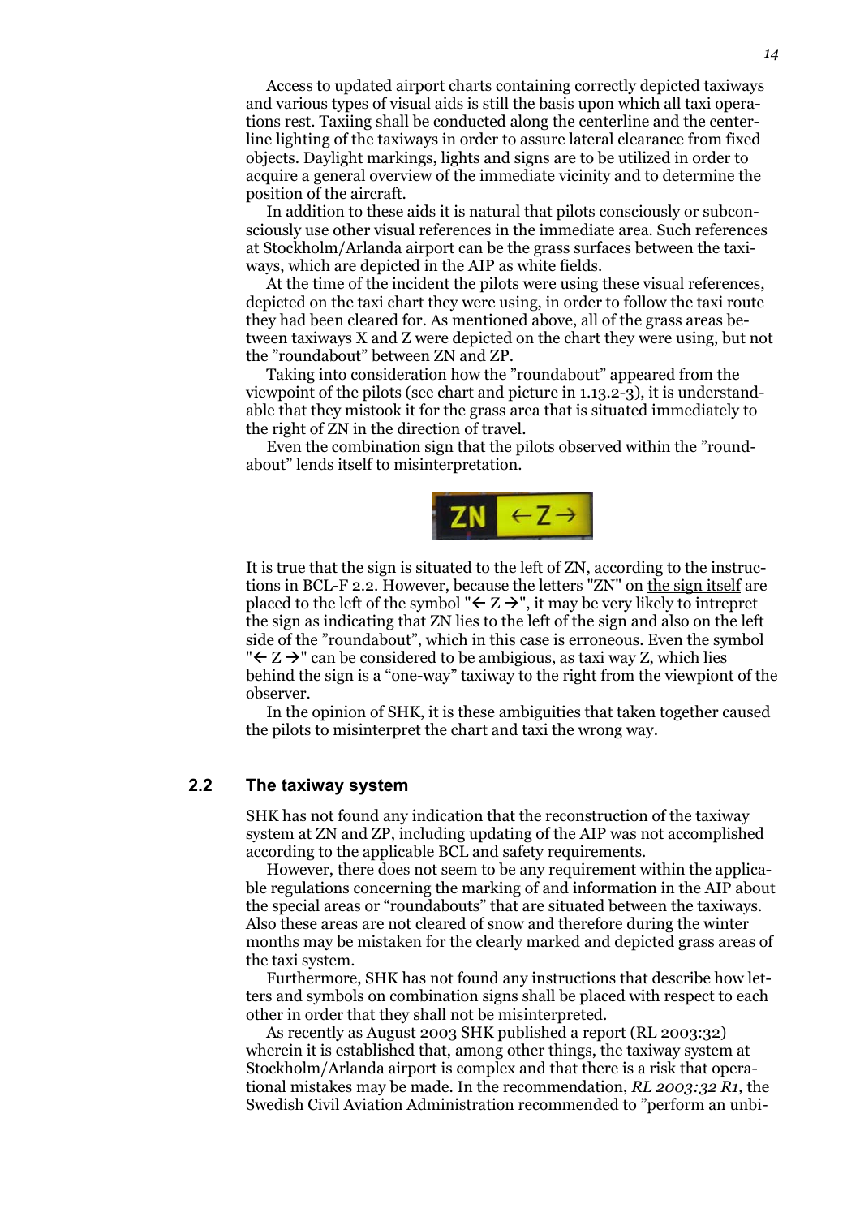Access to updated airport charts containing correctly depicted taxiways and various types of visual aids is still the basis upon which all taxi operations rest. Taxiing shall be conducted along the centerline and the centerline lighting of the taxiways in order to assure lateral clearance from fixed objects. Daylight markings, lights and signs are to be utilized in order to acquire a general overview of the immediate vicinity and to determine the position of the aircraft.

In addition to these aids it is natural that pilots consciously or subconsciously use other visual references in the immediate area. Such references at Stockholm/Arlanda airport can be the grass surfaces between the taxiways, which are depicted in the AIP as white fields.

At the time of the incident the pilots were using these visual references, depicted on the taxi chart they were using, in order to follow the taxi route they had been cleared for. As mentioned above, all of the grass areas between taxiways X and Z were depicted on the chart they were using, but not the ”roundabout” between ZN and ZP.

Taking into consideration how the ”roundabout” appeared from the viewpoint of the pilots (see chart and picture in 1.13.2-3), it is understandable that they mistook it for the grass area that is situated immediately to the right of ZN in the direction of travel.

Even the combination sign that the pilots observed within the ”roundabout” lends itself to misinterpretation.

It is true that the sign is situated to the left of ZN, according to the instructions in BCL-F 2.2. However, because the letters "ZN" on <u>the sign itself</u> are placed to the left of the symbol "← Z →", it may be very likely to intrepret the sign as indicating that ZN lies to the left of the sign and also on the left side of the ”roundabout”, which in this case is erroneous. Even the symbol "← Z →" can be considered to be ambigious, as taxi way Z, which lies behind the sign is a “one-way” taxiway to the right from the viewpiont of the observer.

In the opinion of SHK, it is these ambiguities that taken together caused the pilots to misinterpret the chart and taxi the wrong way.

## 2.2 The taxiway system

SHK has not found any indication that the reconstruction of the taxiway system at ZN and ZP, including updating of the AIP was not accomplished according to the applicable BCL and safety requirements.

However, there does not seem to be any requirement within the applicable regulations concerning the marking of and information in the AIP about the special areas or “roundabouts” that are situated between the taxiways. Also these areas are not cleared of snow and therefore during the winter months may be mistaken for the clearly marked and depicted grass areas of the taxi system.

Furthermore, SHK has not found any instructions that describe how letters and symbols on combination signs shall be placed with respect to each other in order that they shall not be misinterpreted.

As recently as August 2003 SHK published a report (RL 2003:32) wherein it is established that, among other things, the taxiway system at Stockholm/Arlanda airport is complex and that there is a risk that operational mistakes may be made. In the recommendation, *RL 2003:32 R1,* the Swedish Civil Aviation Administration recommended to ”perform an unbi-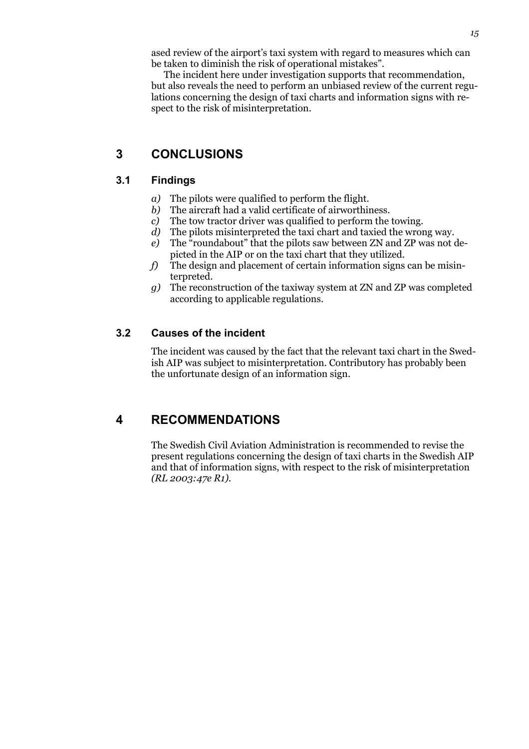ased review of the airport's taxi system with regard to measures which can be taken to diminish the risk of operational mistakes".

The incident here under investigation supports that recommendation, but also reveals the need to perform an unbiased review of the current regulations concerning the design of taxi charts and information signs with respect to the risk of misinterpretation.

# 3 CONCLUSIONS

## 3.1 Findings

*a)* The pilots were qualified to perform the flight.
*b)* The aircraft had a valid certificate of airworthiness.
*c)* The tow tractor driver was qualified to perform the towing.
*d)* The pilots misinterpreted the taxi chart and taxied the wrong way.
*e)* The "roundabout" that the pilots saw between ZN and ZP was not depicted in the AIP or on the taxi chart that they utilized.
*f)* The design and placement of certain information signs can be misinterpreted.
*g)* The reconstruction of the taxiway system at ZN and ZP was completed according to applicable regulations.

## 3.2 Causes of the incident

The incident was caused by the fact that the relevant taxi chart in the Swedish AIP was subject to misinterpretation. Contributory has probably been the unfortunate design of an information sign.

# 4 RECOMMENDATIONS

The Swedish Civil Aviation Administration is recommended to revise the present regulations concerning the design of taxi charts in the Swedish AIP and that of information signs, with respect to the risk of misinterpretation *(RL 2003:47e R1).*